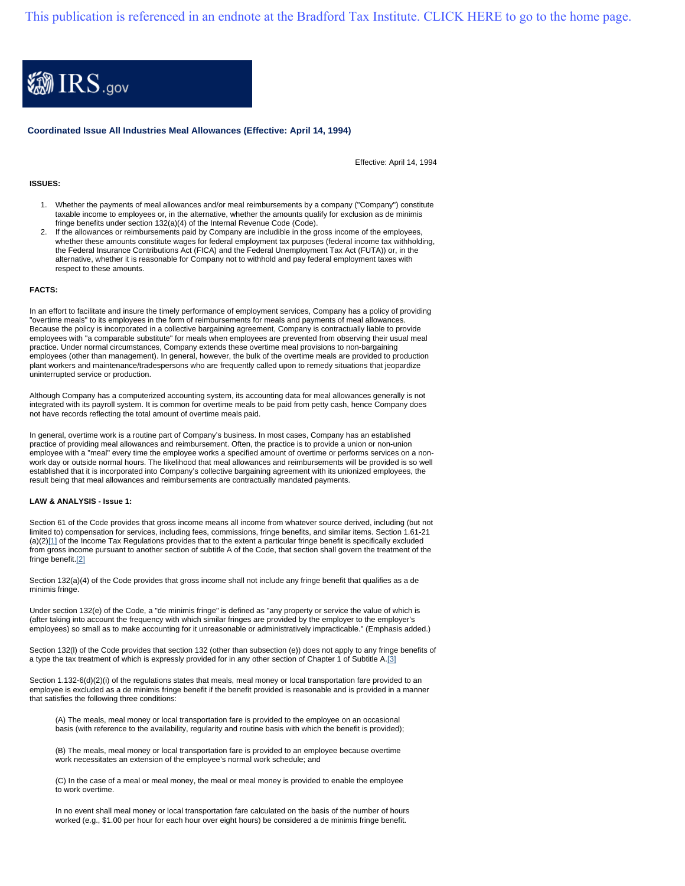This publication is referenced in an endnote at the Bradford Tax Institute. CLICK HERE to go to the home page.

IRS.gov

## Coordinated Issue All Industries Meal Allowances (Effective: April 14, 1994)

Effective: April 14, 1994

**ISSUES:**

1. Whether the payments of meal allowances and/or meal reimbursements by a company ("Company") constitute taxable income to employees or, in the alternative, whether the amounts qualify for exclusion as de minimis fringe benefits under section 132(a)(4) of the Internal Revenue Code (Code).
2. If the allowances or reimbursements paid by Company are includible in the gross income of the employees, whether these amounts constitute wages for federal employment tax purposes (federal income tax withholding, the Federal Insurance Contributions Act (FICA) and the Federal Unemployment Tax Act (FUTA)) or, in the alternative, whether it is reasonable for Company not to withhold and pay federal employment taxes with respect to these amounts.

**FACTS:**

In an effort to facilitate and insure the timely performance of employment services, Company has a policy of providing "overtime meals" to its employees in the form of reimbursements for meals and payments of meal allowances. Because the policy is incorporated in a collective bargaining agreement, Company is contractually liable to provide employees with "a comparable substitute" for meals when employees are prevented from observing their usual meal practice. Under normal circumstances, Company extends these overtime meal provisions to non-bargaining employees (other than management). In general, however, the bulk of the overtime meals are provided to production plant workers and maintenance/tradespersons who are frequently called upon to remedy situations that jeopardize uninterrupted service or production.

Although Company has a computerized accounting system, its accounting data for meal allowances generally is not integrated with its payroll system. It is common for overtime meals to be paid from petty cash, hence Company does not have records reflecting the total amount of overtime meals paid.

In general, overtime work is a routine part of Company's business. In most cases, Company has an established practice of providing meal allowances and reimbursement. Often, the practice is to provide a union or non-union employee with a "meal" every time the employee works a specified amount of overtime or performs services on a non-work day or outside normal hours. The likelihood that meal allowances and reimbursements will be provided is so well established that it is incorporated into Company's collective bargaining agreement with its unionized employees, the result being that meal allowances and reimbursements are contractually mandated payments.

**LAW & ANALYSIS - Issue 1:**

Section 61 of the Code provides that gross income means all income from whatever source derived, including (but not limited to) compensation for services, including fees, commissions, fringe benefits, and similar items. Section 1.61-21 (a)(2)[1] of the Income Tax Regulations provides that to the extent a particular fringe benefit is specifically excluded from gross income pursuant to another section of subtitle A of the Code, that section shall govern the treatment of the fringe benefit.[2]

Section 132(a)(4) of the Code provides that gross income shall not include any fringe benefit that qualifies as a de minimis fringe.

Under section 132(e) of the Code, a "de minimis fringe" is defined as "any property or service the value of which is (after taking into account the frequency with which similar fringes are provided by the employer to the employer's employees) so small as to make accounting for it unreasonable or administratively impracticable." (Emphasis added.)

Section 132(l) of the Code provides that section 132 (other than subsection (e)) does not apply to any fringe benefits of a type the tax treatment of which is expressly provided for in any other section of Chapter 1 of Subtitle A.[3]

Section 1.132-6(d)(2)(i) of the regulations states that meals, meal money or local transportation fare provided to an employee is excluded as a de minimis fringe benefit if the benefit provided is reasonable and is provided in a manner that satisfies the following three conditions:

> (A) The meals, meal money or local transportation fare is provided to the employee on an occasional basis (with reference to the availability, regularity and routine basis with which the benefit is provided);
>
> (B) The meals, meal money or local transportation fare is provided to an employee because overtime work necessitates an extension of the employee's normal work schedule; and
>
> (C) In the case of a meal or meal money, the meal or meal money is provided to enable the employee to work overtime.
>
> In no event shall meal money or local transportation fare calculated on the basis of the number of hours worked (e.g., $1.00 per hour for each hour over eight hours) be considered a de minimis fringe benefit.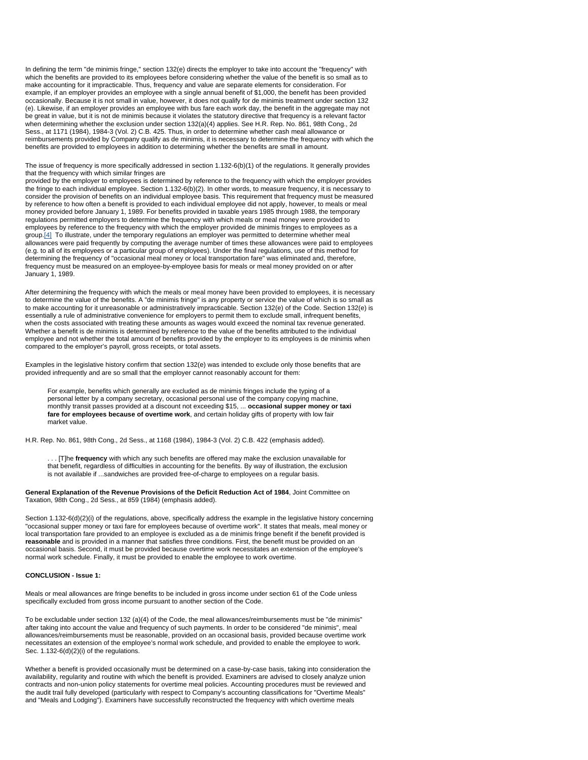In defining the term "de minimis fringe," section 132(e) directs the employer to take into account the "frequency" with which the benefits are provided to its employees before considering whether the value of the benefit is so small as to make accounting for it impracticable. Thus, frequency and value are separate elements for consideration. For example, if an employer provides an employee with a single annual benefit of $1,000, the benefit has been provided occasionally. Because it is not small in value, however, it does not qualify for de minimis treatment under section 132 (e). Likewise, if an employer provides an employee with bus fare each work day, the benefit in the aggregate may not be great in value, but it is not de minimis because it violates the statutory directive that frequency is a relevant factor when determining whether the exclusion under section 132(a)(4) applies. See H.R. Rep. No. 861, 98th Cong., 2d Sess., at 1171 (1984), 1984-3 (Vol. 2) C.B. 425. Thus, in order to determine whether cash meal allowance or reimbursements provided by Company qualify as de minimis, it is necessary to determine the frequency with which the benefits are provided to employees in addition to determining whether the benefits are small in amount.

The issue of frequency is more specifically addressed in section 1.132-6(b)(1) of the regulations. It generally provides that the frequency with which similar fringes are provided by the employer to employees is determined by reference to the frequency with which the employer provides the fringe to each individual employee. Section 1.132-6(b)(2). In other words, to measure frequency, it is necessary to consider the provision of benefits on an individual employee basis. This requirement that frequency must be measured by reference to how often a benefit is provided to each individual employee did not apply, however, to meals or meal money provided before January 1, 1989. For benefits provided in taxable years 1985 through 1988, the temporary regulations permitted employers to determine the frequency with which meals or meal money were provided to employees by reference to the frequency with which the employer provided de minimis fringes to employees as a group.[4] To illustrate, under the temporary regulations an employer was permitted to determine whether meal allowances were paid frequently by computing the average number of times these allowances were paid to employees (e.g. to all of its employees or a particular group of employees). Under the final regulations, use of this method for determining the frequency of "occasional meal money or local transportation fare" was eliminated and, therefore, frequency must be measured on an employee-by-employee basis for meals or meal money provided on or after January 1, 1989.

After determining the frequency with which the meals or meal money have been provided to employees, it is necessary to determine the value of the benefits. A "de minimis fringe" is any property or service the value of which is so small as to make accounting for it unreasonable or administratively impracticable. Section 132(e) of the Code. Section 132(e) is essentially a rule of administrative convenience for employers to permit them to exclude small, infrequent benefits, when the costs associated with treating these amounts as wages would exceed the nominal tax revenue generated. Whether a benefit is de minimis is determined by reference to the value of the benefits attributed to the individual employee and not whether the total amount of benefits provided by the employer to its employees is de minimis when compared to the employer's payroll, gross receipts, or total assets.

Examples in the legislative history confirm that section 132(e) was intended to exclude only those benefits that are provided infrequently and are so small that the employer cannot reasonably account for them:

> For example, benefits which generally are excluded as de minimis fringes include the typing of a personal letter by a company secretary, occasional personal use of the company copying machine, monthly transit passes provided at a discount not exceeding $15, ... **occasional supper money or taxi fare for employees because of overtime work**, and certain holiday gifts of property with low fair market value.

H.R. Rep. No. 861, 98th Cong., 2d Sess., at 1168 (1984), 1984-3 (Vol. 2) C.B. 422 (emphasis added).

> . . . [T]he **frequency** with which any such benefits are offered may make the exclusion unavailable for that benefit, regardless of difficulties in accounting for the benefits. By way of illustration, the exclusion is not available if ...sandwiches are provided free-of-charge to employees on a regular basis.

**General Explanation of the Revenue Provisions of the Deficit Reduction Act of 1984**, Joint Committee on Taxation, 98th Cong., 2d Sess., at 859 (1984) (emphasis added).

Section 1.132-6(d)(2)(i) of the regulations, above, specifically address the example in the legislative history concerning "occasional supper money or taxi fare for employees because of overtime work". It states that meals, meal money or local transportation fare provided to an employee is excluded as a de minimis fringe benefit if the benefit provided is **reasonable** and is provided in a manner that satisfies three conditions. First, the benefit must be provided on an occasional basis. Second, it must be provided because overtime work necessitates an extension of the employee's normal work schedule. Finally, it must be provided to enable the employee to work overtime.

**CONCLUSION - Issue 1:**

Meals or meal allowances are fringe benefits to be included in gross income under section 61 of the Code unless specifically excluded from gross income pursuant to another section of the Code.

To be excludable under section 132 (a)(4) of the Code, the meal allowances/reimbursements must be "de minimis" after taking into account the value and frequency of such payments. In order to be considered "de minimis", meal allowances/reimbursements must be reasonable, provided on an occasional basis, provided because overtime work necessitates an extension of the employee's normal work schedule, and provided to enable the employee to work. Sec. 1.132-6(d)(2)(i) of the regulations.

Whether a benefit is provided occasionally must be determined on a case-by-case basis, taking into consideration the availability, regularity and routine with which the benefit is provided. Examiners are advised to closely analyze union contracts and non-union policy statements for overtime meal policies. Accounting procedures must be reviewed and the audit trail fully developed (particularly with respect to Company's accounting classifications for "Overtime Meals" and "Meals and Lodging"). Examiners have successfully reconstructed the frequency with which overtime meals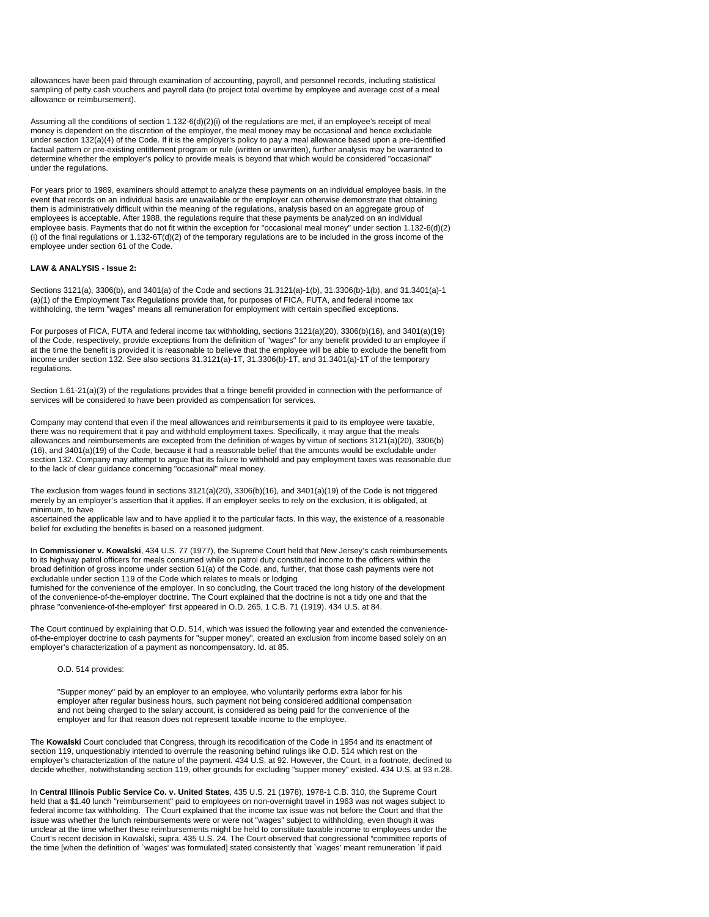allowances have been paid through examination of accounting, payroll, and personnel records, including statistical sampling of petty cash vouchers and payroll data (to project total overtime by employee and average cost of a meal allowance or reimbursement).

Assuming all the conditions of section 1.132-6(d)(2)(i) of the regulations are met, if an employee's receipt of meal money is dependent on the discretion of the employer, the meal money may be occasional and hence excludable under section 132(a)(4) of the Code. If it is the employer's policy to pay a meal allowance based upon a pre-identified factual pattern or pre-existing entitlement program or rule (written or unwritten), further analysis may be warranted to determine whether the employer's policy to provide meals is beyond that which would be considered "occasional" under the regulations.

For years prior to 1989, examiners should attempt to analyze these payments on an individual employee basis. In the event that records on an individual basis are unavailable or the employer can otherwise demonstrate that obtaining them is administratively difficult within the meaning of the regulations, analysis based on an aggregate group of employees is acceptable. After 1988, the regulations require that these payments be analyzed on an individual employee basis. Payments that do not fit within the exception for "occasional meal money" under section 1.132-6(d)(2)(i) of the final regulations or 1.132-6T(d)(2) of the temporary regulations are to be included in the gross income of the employee under section 61 of the Code.

**LAW & ANALYSIS - Issue 2:**

Sections 3121(a), 3306(b), and 3401(a) of the Code and sections 31.3121(a)-1(b), 31.3306(b)-1(b), and 31.3401(a)-1(a)(1) of the Employment Tax Regulations provide that, for purposes of FICA, FUTA, and federal income tax withholding, the term "wages" means all remuneration for employment with certain specified exceptions.

For purposes of FICA, FUTA and federal income tax withholding, sections 3121(a)(20), 3306(b)(16), and 3401(a)(19) of the Code, respectively, provide exceptions from the definition of "wages" for any benefit provided to an employee if at the time the benefit is provided it is reasonable to believe that the employee will be able to exclude the benefit from income under section 132. See also sections 31.3121(a)-1T, 31.3306(b)-1T, and 31.3401(a)-1T of the temporary regulations.

Section 1.61-21(a)(3) of the regulations provides that a fringe benefit provided in connection with the performance of services will be considered to have been provided as compensation for services.

Company may contend that even if the meal allowances and reimbursements it paid to its employee were taxable, there was no requirement that it pay and withhold employment taxes. Specifically, it may argue that the meals allowances and reimbursements are excepted from the definition of wages by virtue of sections 3121(a)(20), 3306(b)(16), and 3401(a)(19) of the Code, because it had a reasonable belief that the amounts would be excludable under section 132. Company may attempt to argue that its failure to withhold and pay employment taxes was reasonable due to the lack of clear guidance concerning "occasional" meal money.

The exclusion from wages found in sections 3121(a)(20), 3306(b)(16), and 3401(a)(19) of the Code is not triggered merely by an employer's assertion that it applies. If an employer seeks to rely on the exclusion, it is obligated, at minimum, to have ascertained the applicable law and to have applied it to the particular facts. In this way, the existence of a reasonable belief for excluding the benefits is based on a reasoned judgment.

In **Commissioner v. Kowalski**, 434 U.S. 77 (1977), the Supreme Court held that New Jersey's cash reimbursements to its highway patrol officers for meals consumed while on patrol duty constituted income to the officers within the broad definition of gross income under section 61(a) of the Code, and, further, that those cash payments were not excludable under section 119 of the Code which relates to meals or lodging furnished for the convenience of the employer. In so concluding, the Court traced the long history of the development of the convenience-of-the-employer doctrine. The Court explained that the doctrine is not a tidy one and that the phrase "convenience-of-the-employer" first appeared in O.D. 265, 1 C.B. 71 (1919). 434 U.S. at 84.

The Court continued by explaining that O.D. 514, which was issued the following year and extended the convenience-of-the-employer doctrine to cash payments for "supper money", created an exclusion from income based solely on an employer's characterization of a payment as noncompensatory. Id. at 85.

> O.D. 514 provides:
>
> "Supper money" paid by an employer to an employee, who voluntarily performs extra labor for his employer after regular business hours, such payment not being considered additional compensation and not being charged to the salary account, is considered as being paid for the convenience of the employer and for that reason does not represent taxable income to the employee.

The **Kowalski** Court concluded that Congress, through its recodification of the Code in 1954 and its enactment of section 119, unquestionably intended to overrule the reasoning behind rulings like O.D. 514 which rest on the employer's characterization of the nature of the payment. 434 U.S. at 92. However, the Court, in a footnote, declined to decide whether, notwithstanding section 119, other grounds for excluding "supper money" existed. 434 U.S. at 93 n.28.

In **Central Illinois Public Service Co. v. United States**, 435 U.S. 21 (1978), 1978-1 C.B. 310, the Supreme Court held that a $1.40 lunch "reimbursement" paid to employees on non-overnight travel in 1963 was not wages subject to federal income tax withholding. The Court explained that the income tax issue was not before the Court and that the issue was whether the lunch reimbursements were or were not "wages" subject to withholding, even though it was unclear at the time whether these reimbursements might be held to constitute taxable income to employees under the Court's recent decision in Kowalski, supra. 435 U.S. 24. The Court observed that congressional "committee reports of the time [when the definition of `wages' was formulated] stated consistently that `wages' meant remuneration `if paid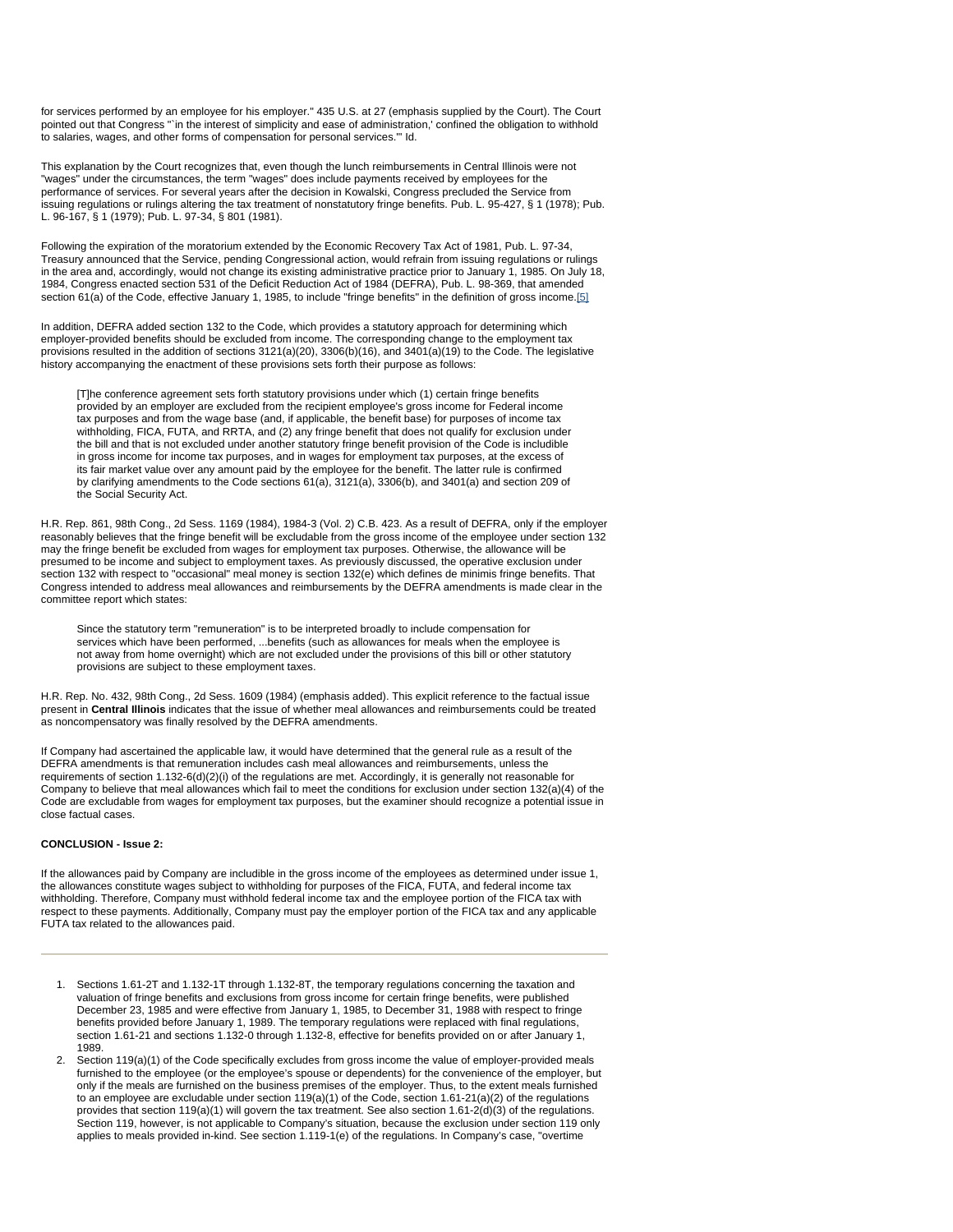for services performed by an employee for his employer." 435 U.S. at 27 (emphasis supplied by the Court). The Court pointed out that Congress "`in the interest of simplicity and ease of administration,' confined the obligation to withhold to salaries, wages, and other forms of compensation for personal services.'" Id.

This explanation by the Court recognizes that, even though the lunch reimbursements in Central Illinois were not "wages" under the circumstances, the term "wages" does include payments received by employees for the performance of services. For several years after the decision in Kowalski, Congress precluded the Service from issuing regulations or rulings altering the tax treatment of nonstatutory fringe benefits. Pub. L. 95-427, § 1 (1978); Pub. L. 96-167, § 1 (1979); Pub. L. 97-34, § 801 (1981).

Following the expiration of the moratorium extended by the Economic Recovery Tax Act of 1981, Pub. L. 97-34, Treasury announced that the Service, pending Congressional action, would refrain from issuing regulations or rulings in the area and, accordingly, would not change its existing administrative practice prior to January 1, 1985. On July 18, 1984, Congress enacted section 531 of the Deficit Reduction Act of 1984 (DEFRA), Pub. L. 98-369, that amended section 61(a) of the Code, effective January 1, 1985, to include "fringe benefits" in the definition of gross income.[5]

In addition, DEFRA added section 132 to the Code, which provides a statutory approach for determining which employer-provided benefits should be excluded from income. The corresponding change to the employment tax provisions resulted in the addition of sections 3121(a)(20), 3306(b)(16), and 3401(a)(19) to the Code. The legislative history accompanying the enactment of these provisions sets forth their purpose as follows:

> [T]he conference agreement sets forth statutory provisions under which (1) certain fringe benefits provided by an employer are excluded from the recipient employee's gross income for Federal income tax purposes and from the wage base (and, if applicable, the benefit base) for purposes of income tax withholding, FICA, FUTA, and RRTA, and (2) any fringe benefit that does not qualify for exclusion under the bill and that is not excluded under another statutory fringe benefit provision of the Code is includible in gross income for income tax purposes, and in wages for employment tax purposes, at the excess of its fair market value over any amount paid by the employee for the benefit. The latter rule is confirmed by clarifying amendments to the Code sections 61(a), 3121(a), 3306(b), and 3401(a) and section 209 of the Social Security Act.

H.R. Rep. 861, 98th Cong., 2d Sess. 1169 (1984), 1984-3 (Vol. 2) C.B. 423. As a result of DEFRA, only if the employer reasonably believes that the fringe benefit will be excludable from the gross income of the employee under section 132 may the fringe benefit be excluded from wages for employment tax purposes. Otherwise, the allowance will be presumed to be income and subject to employment taxes. As previously discussed, the operative exclusion under section 132 with respect to "occasional" meal money is section 132(e) which defines de minimis fringe benefits. That Congress intended to address meal allowances and reimbursements by the DEFRA amendments is made clear in the committee report which states:

> Since the statutory term "remuneration" is to be interpreted broadly to include compensation for services which have been performed, ...benefits (such as allowances for meals when the employee is not away from home overnight) which are not excluded under the provisions of this bill or other statutory provisions are subject to these employment taxes.

H.R. Rep. No. 432, 98th Cong., 2d Sess. 1609 (1984) (emphasis added). This explicit reference to the factual issue present in **Central Illinois** indicates that the issue of whether meal allowances and reimbursements could be treated as noncompensatory was finally resolved by the DEFRA amendments.

If Company had ascertained the applicable law, it would have determined that the general rule as a result of the DEFRA amendments is that remuneration includes cash meal allowances and reimbursements, unless the requirements of section 1.132-6(d)(2)(i) of the regulations are met. Accordingly, it is generally not reasonable for Company to believe that meal allowances which fail to meet the conditions for exclusion under section 132(a)(4) of the Code are excludable from wages for employment tax purposes, but the examiner should recognize a potential issue in close factual cases.

**CONCLUSION - Issue 2:**

If the allowances paid by Company are includible in the gross income of the employees as determined under issue 1, the allowances constitute wages subject to withholding for purposes of the FICA, FUTA, and federal income tax withholding. Therefore, Company must withhold federal income tax and the employee portion of the FICA tax with respect to these payments. Additionally, Company must pay the employer portion of the FICA tax and any applicable FUTA tax related to the allowances paid.

---

1. Sections 1.61-2T and 1.132-1T through 1.132-8T, the temporary regulations concerning the taxation and valuation of fringe benefits and exclusions from gross income for certain fringe benefits, were published December 23, 1985 and were effective from January 1, 1985, to December 31, 1988 with respect to fringe benefits provided before January 1, 1989. The temporary regulations were replaced with final regulations, section 1.61-21 and sections 1.132-0 through 1.132-8, effective for benefits provided on or after January 1, 1989.
2. Section 119(a)(1) of the Code specifically excludes from gross income the value of employer-provided meals furnished to the employee (or the employee's spouse or dependents) for the convenience of the employer, but only if the meals are furnished on the business premises of the employer. Thus, to the extent meals furnished to an employee are excludable under section 119(a)(1) of the Code, section 1.61-21(a)(2) of the regulations provides that section 119(a)(1) will govern the tax treatment. See also section 1.61-2(d)(3) of the regulations. Section 119, however, is not applicable to Company's situation, because the exclusion under section 119 only applies to meals provided in-kind. See section 1.119-1(e) of the regulations. In Company's case, "overtime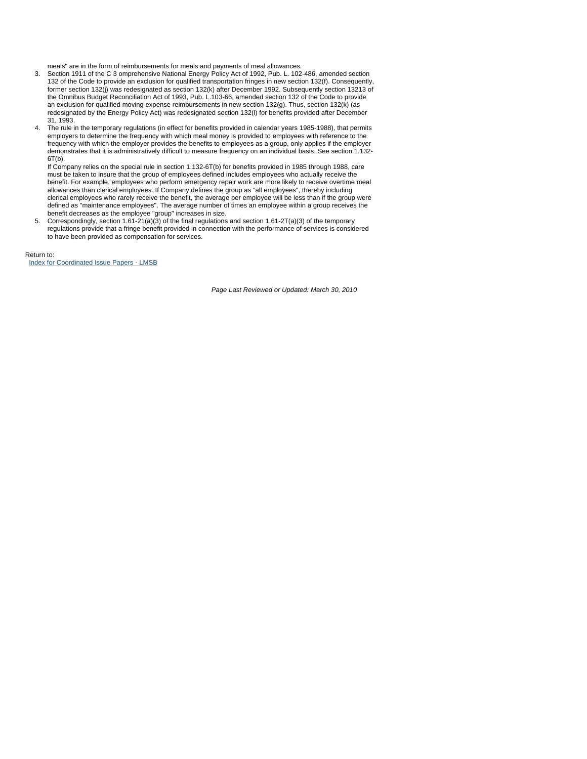meals" are in the form of reimbursements for meals and payments of meal allowances.

3. Section 1911 of the C 3 omprehensive National Energy Policy Act of 1992, Pub. L. 102-486, amended section 132 of the Code to provide an exclusion for qualified transportation fringes in new section 132(f). Consequently, former section 132(j) was redesignated as section 132(k) after December 1992. Subsequently section 13213 of the Omnibus Budget Reconciliation Act of 1993, Pub. L.103-66, amended section 132 of the Code to provide an exclusion for qualified moving expense reimbursements in new section 132(g). Thus, section 132(k) (as redesignated by the Energy Policy Act) was redesignated section 132(l) for benefits provided after December 31, 1993.
4. The rule in the temporary regulations (in effect for benefits provided in calendar years 1985-1988), that permits employers to determine the frequency with which meal money is provided to employees with reference to the frequency with which the employer provides the benefits to employees as a group, only applies if the employer demonstrates that it is administratively difficult to measure frequency on an individual basis. See section 1.132-6T(b).
   If Company relies on the special rule in section 1.132-6T(b) for benefits provided in 1985 through 1988, care must be taken to insure that the group of employees defined includes employees who actually receive the benefit. For example, employees who perform emergency repair work are more likely to receive overtime meal allowances than clerical employees. If Company defines the group as "all employees", thereby including clerical employees who rarely receive the benefit, the average per employee will be less than if the group were defined as "maintenance employees". The average number of times an employee within a group receives the benefit decreases as the employee "group" increases in size.
5. Correspondingly, section 1.61-21(a)(3) of the final regulations and section 1.61-2T(a)(3) of the temporary regulations provide that a fringe benefit provided in connection with the performance of services is considered to have been provided as compensation for services.

Return to:
Index for Coordinated Issue Papers - LMSB

*Page Last Reviewed or Updated: March 30, 2010*